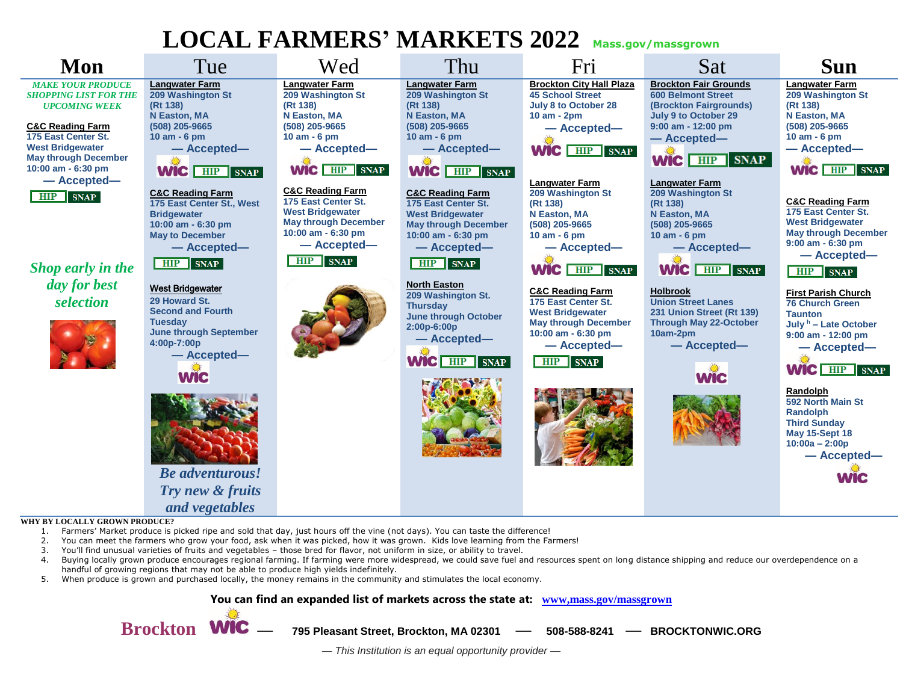# LOCAL FARMERS' MARKETS 2022

Mass.gov/massgrown

## Mon

*MAKE YOUR PRODUCE SHOPPING LIST FOR THE UPCOMING WEEK*

**C&C Reading Farm**
175 East Center St.
West Bridgewater
May through December
10:00 am - 6:30 pm
— Accepted—
HIP SNAP

*Shop early in the day for best selection*

## Tue

**Langwater Farm**
209 Washington St
(Rt 138)
N Easton, MA
(508) 205-9665
10 am - 6 pm
— Accepted—
WIC HIP SNAP

**C&C Reading Farm**
175 East Center St., West Bridgewater
10:00 am - 6:30 pm
May to December
— Accepted—
HIP SNAP

**West Bridgewater**
29 Howard St.
Second and Fourth Tuesday
June through September
4:00p-7:00p
— Accepted—
WIC

*Be adventurous! Try new & fruits and vegetables*

## Wed

**Langwater Farm**
209 Washington St
(Rt 138)
N Easton, MA
(508) 205-9665
10 am - 6 pm
— Accepted—
WIC HIP SNAP

**C&C Reading Farm**
175 East Center St.
West Bridgewater
May through December
10:00 am - 6:30 pm
— Accepted—
HIP SNAP

## Thu

**Langwater Farm**
209 Washington St
(Rt 138)
N Easton, MA
(508) 205-9665
10 am - 6 pm
— Accepted—
WIC HIP SNAP

**C&C Reading Farm**
175 East Center St.
West Bridgewater
May through December
10:00 am - 6:30 pm
— Accepted—
HIP SNAP

**North Easton**
209 Washington St.
Thursday
June through October
2:00p-6:00p
— Accepted—
WIC HIP SNAP

## Fri

**Brockton City Hall Plaza**
45 School Street
July 8 to October 28
10 am - 2pm
— Accepted—
WIC HIP SNAP

**Langwater Farm**
209 Washington St
(Rt 138)
N Easton, MA
(508) 205-9665
10 am - 6 pm
— Accepted—
WIC HIP SNAP

**C&C Reading Farm**
175 East Center St.
West Bridgewater
May through December
10:00 am - 6:30 pm
— Accepted—
HIP SNAP

## Sat

**Brockton Fair Grounds**
600 Belmont Street
(Brockton Fairgrounds)
July 9 to October 29
9:00 am - 12:00 pm
— Accepted—
WIC HIP SNAP

**Langwater Farm**
209 Washington St
(Rt 138)
N Easton, MA
(508) 205-9665
10 am - 6 pm
— Accepted—
WIC HIP SNAP

**Holbrook**
Union Street Lanes
231 Union Street (Rt 139)
Through May 22-October
10am-2pm
— Accepted—
WIC

## Sun

**Langwater Farm**
209 Washington St
(Rt 138)
N Easton, MA
(508) 205-9665
10 am - 6 pm
— Accepted—
WIC HIP SNAP

**C&C Reading Farm**
175 East Center St.
West Bridgewater
May through December
9:00 am - 6:30 pm
— Accepted—
HIP SNAP

**First Parish Church**
76 Church Green
Taunton
July h – Late October
9:00 am - 12:00 pm
— Accepted—
WIC HIP SNAP

**Randolph**
592 North Main St
Randolph
Third Sunday
May 15-Sept 18
10:00a – 2:00p
— Accepted—
WIC

**WHY BY LOCALLY GROWN PRODUCE?**

1. Farmers' Market produce is picked ripe and sold that day, just hours off the vine (not days). You can taste the difference!
2. You can meet the farmers who grow your food, ask when it was picked, how it was grown. Kids love learning from the Farmers!
3. You'll find unusual varieties of fruits and vegetables – those bred for flavor, not uniform in size, or ability to travel.
4. Buying locally grown produce encourages regional farming. If farming were more widespread, we could save fuel and resources spent on long distance shipping and reduce our overdependence on a handful of growing regions that may not be able to produce high yields indefinitely.
5. When produce is grown and purchased locally, the money remains in the community and stimulates the local economy.

**You can find an expanded list of markets across the state at: www,mass.gov/massgrown**

**Brockton WIC** — 795 Pleasant Street, Brockton, MA 02301 — 508-588-8241 — BROCKTONWIC.ORG

*— This Institution is an equal opportunity provider —*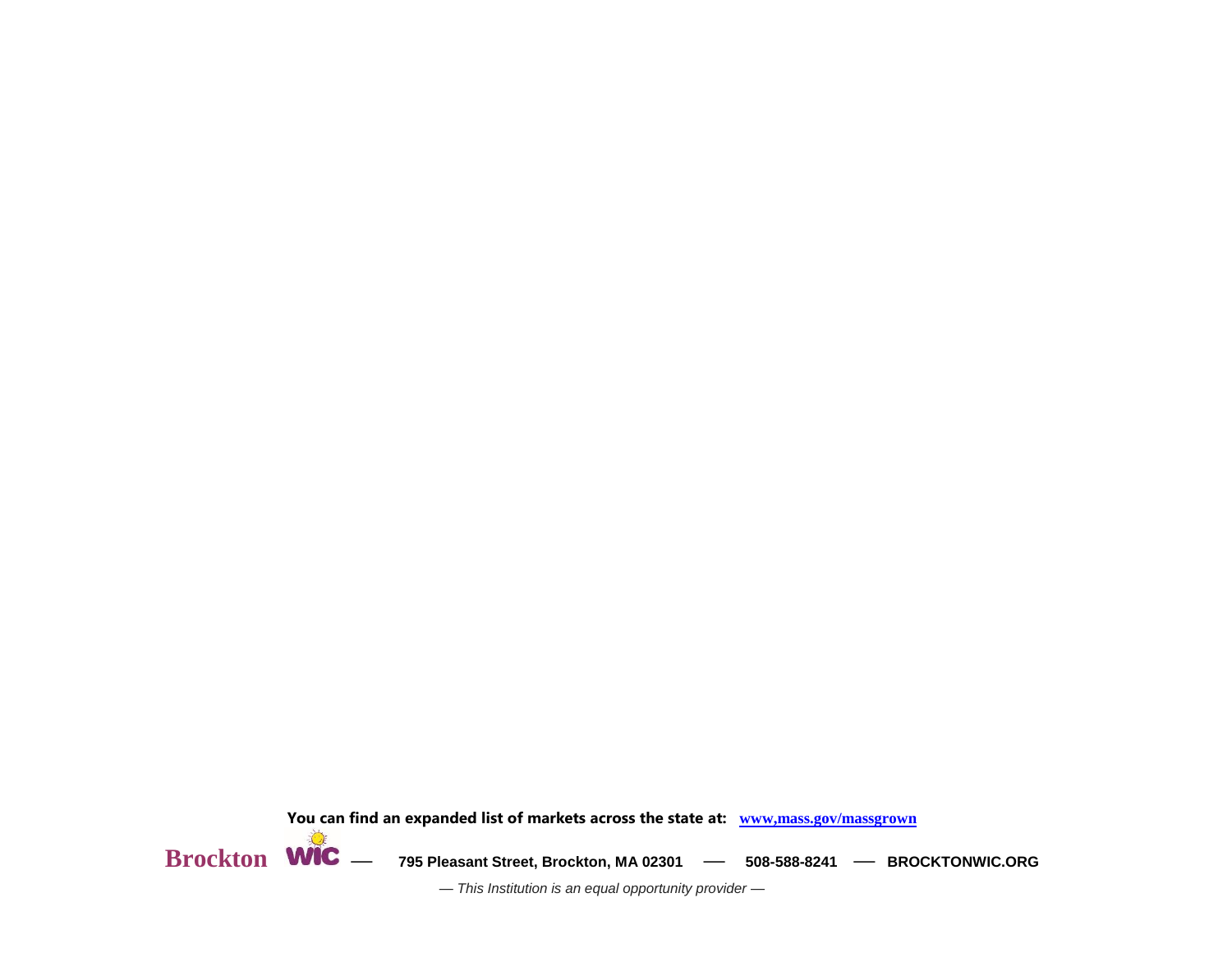**You can find an expanded list of markets across the state at: www,mass.gov/massgrown**

**Brockton WIC** — **795 Pleasant Street, Brockton, MA 02301** — **508-588-8241** — **BROCKTONWIC.ORG**

*— This Institution is an equal opportunity provider —*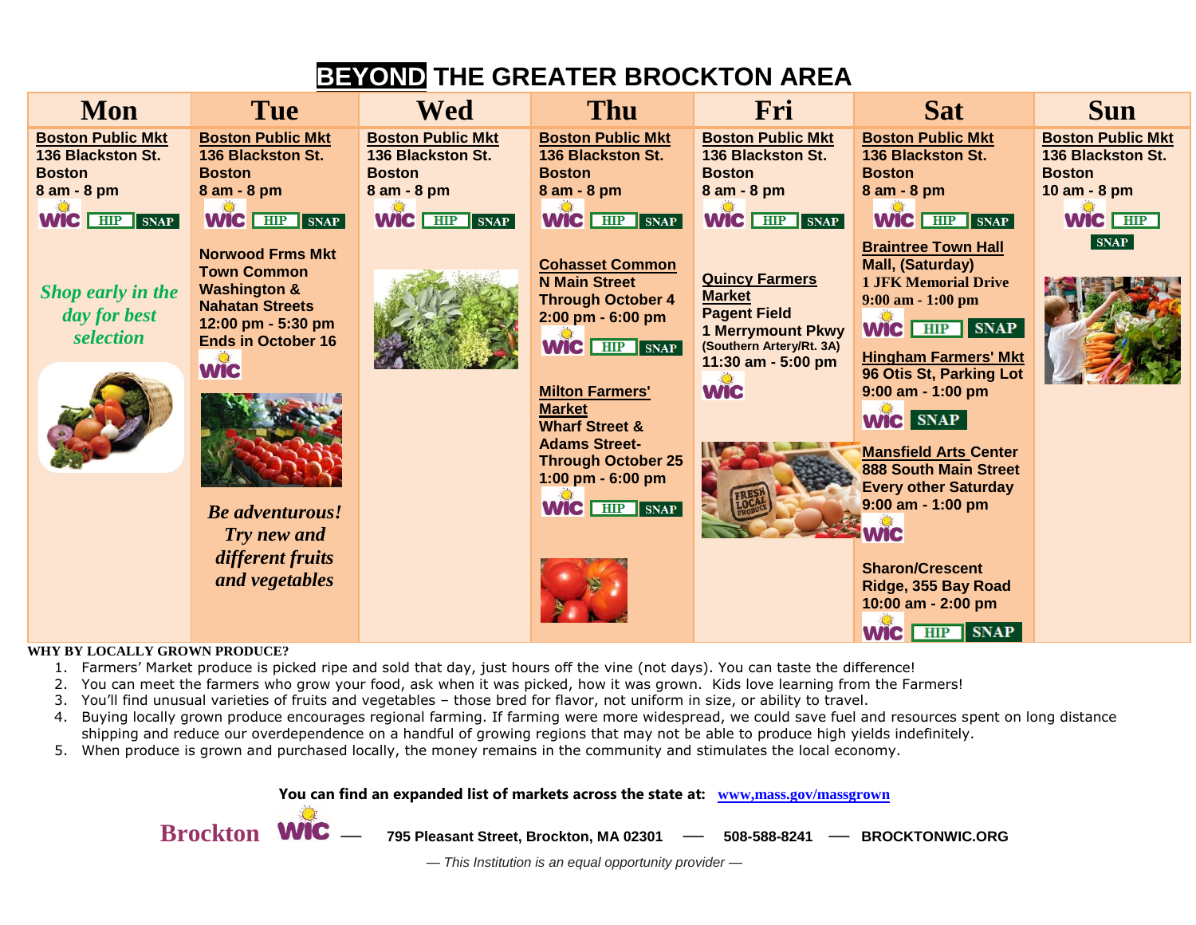# BEYOND THE GREATER BROCKTON AREA

| Mon | Tue | Wed | Thu | Fri | Sat | Sun |
|---|---|---|---|---|---|---|
| **Boston Public Mkt**<br>136 Blackston St.<br>Boston<br>8 am - 8 pm<br>WIC HIP SNAP<br><br>*Shop early in the day for best selection* | **Boston Public Mkt**<br>136 Blackston St.<br>Boston<br>8 am - 8 pm<br>WIC HIP SNAP<br><br>**Norwood Frms Mkt**<br>Town Common<br>Washington & Nahatan Streets<br>12:00 pm - 5:30 pm<br>Ends in October 16<br>WIC<br><br>*Be adventurous! Try new and different fruits and vegetables* | **Boston Public Mkt**<br>136 Blackston St.<br>Boston<br>8 am - 8 pm<br>WIC HIP SNAP | **Boston Public Mkt**<br>136 Blackston St.<br>Boston<br>8 am - 8 pm<br>WIC HIP SNAP<br><br>**Cohasset Common**<br>N Main Street<br>Through October 4<br>2:00 pm - 6:00 pm<br>WIC HIP SNAP<br><br>**Milton Farmers' Market**<br>Wharf Street & Adams Street-<br>Through October 25<br>1:00 pm - 6:00 pm<br>WIC HIP SNAP | **Boston Public Mkt**<br>136 Blackston St.<br>Boston<br>8 am - 8 pm<br>WIC HIP SNAP<br><br>**Quincy Farmers Market**<br>Pagent Field<br>1 Merrymount Pkwy<br>(Southern Artery/Rt. 3A)<br>11:30 am - 5:00 pm<br>WIC | **Boston Public Mkt**<br>136 Blackston St.<br>Boston<br>8 am - 8 pm<br>WIC HIP SNAP<br><br>**Braintree Town Hall**<br>Mall, (Saturday)<br>1 JFK Memorial Drive<br>9:00 am - 1:00 pm<br>WIC HIP SNAP<br><br>**Hingham Farmers' Mkt**<br>96 Otis St, Parking Lot<br>9:00 am - 1:00 pm<br>WIC SNAP<br><br>**Mansfield Arts Center**<br>888 South Main Street<br>Every other Saturday<br>9:00 am - 1:00 pm<br>WIC<br><br>Sharon/Crescent Ridge, 355 Bay Road<br>10:00 am - 2:00 pm<br>WIC HIP SNAP | **Boston Public Mkt**<br>136 Blackston St.<br>Boston<br>10 am - 8 pm<br>WIC HIP<br>SNAP |

**WHY BY LOCALLY GROWN PRODUCE?**

1. Farmers' Market produce is picked ripe and sold that day, just hours off the vine (not days). You can taste the difference!
2. You can meet the farmers who grow your food, ask when it was picked, how it was grown. Kids love learning from the Farmers!
3. You'll find unusual varieties of fruits and vegetables – those bred for flavor, not uniform in size, or ability to travel.
4. Buying locally grown produce encourages regional farming. If farming were more widespread, we could save fuel and resources spent on long distance shipping and reduce our overdependence on a handful of growing regions that may not be able to produce high yields indefinitely.
5. When produce is grown and purchased locally, the money remains in the community and stimulates the local economy.

**You can find an expanded list of markets across the state at: www,mass.gov/massgrown**

**Brockton WIC** — 795 Pleasant Street, Brockton, MA 02301 — 508-588-8241 — BROCKTONWIC.ORG

*— This Institution is an equal opportunity provider —*